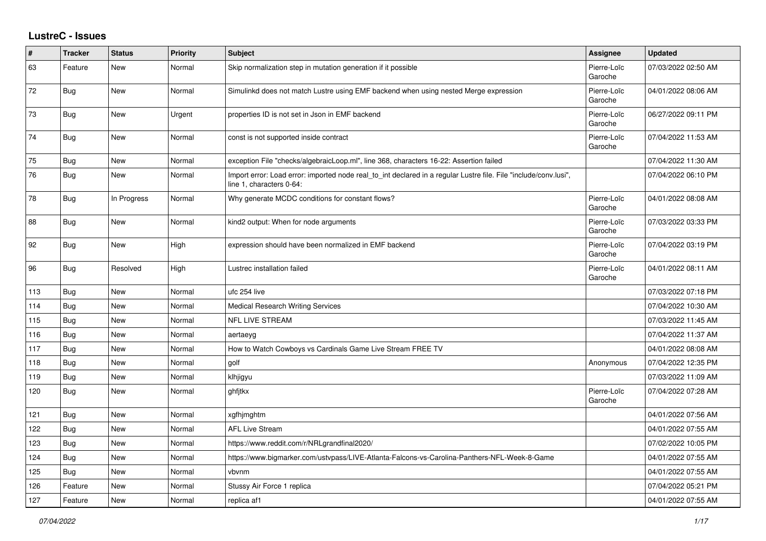# LustreC - Issues

| # | Tracker | Status | Priority | Subject | Assignee | Updated |
|---|---|---|---|---|---|---|
| 63 | Feature | New | Normal | Skip normalization step in mutation generation if it possible | Pierre-Loïc Garoche | 07/03/2022 02:50 AM |
| 72 | Bug | New | Normal | Simulinkd does not match Lustre using EMF backend when using nested Merge expression | Pierre-Loïc Garoche | 04/01/2022 08:06 AM |
| 73 | Bug | New | Urgent | properties ID is not set in Json in EMF backend | Pierre-Loïc Garoche | 06/27/2022 09:11 PM |
| 74 | Bug | New | Normal | const is not supported inside contract | Pierre-Loïc Garoche | 07/04/2022 11:53 AM |
| 75 | Bug | New | Normal | exception File "checks/algebraicLoop.ml", line 368, characters 16-22: Assertion failed | | 07/04/2022 11:30 AM |
| 76 | Bug | New | Normal | Import error: Load error: imported node real_to_int declared in a regular Lustre file. File "include/conv.lusi", line 1, characters 0-64: | | 07/04/2022 06:10 PM |
| 78 | Bug | In Progress | Normal | Why generate MCDC conditions for constant flows? | Pierre-Loïc Garoche | 04/01/2022 08:08 AM |
| 88 | Bug | New | Normal | kind2 output: When for node arguments | Pierre-Loïc Garoche | 07/03/2022 03:33 PM |
| 92 | Bug | New | High | expression should have been normalized in EMF backend | Pierre-Loïc Garoche | 07/04/2022 03:19 PM |
| 96 | Bug | Resolved | High | Lustrec installation failed | Pierre-Loïc Garoche | 04/01/2022 08:11 AM |
| 113 | Bug | New | Normal | ufc 254 live | | 07/03/2022 07:18 PM |
| 114 | Bug | New | Normal | Medical Research Writing Services | | 07/04/2022 10:30 AM |
| 115 | Bug | New | Normal | NFL LIVE STREAM | | 07/03/2022 11:45 AM |
| 116 | Bug | New | Normal | aertaeyg | | 07/04/2022 11:37 AM |
| 117 | Bug | New | Normal | How to Watch Cowboys vs Cardinals Game Live Stream FREE TV | | 04/01/2022 08:08 AM |
| 118 | Bug | New | Normal | golf | Anonymous | 07/04/2022 12:35 PM |
| 119 | Bug | New | Normal | klhjigyu | | 07/03/2022 11:09 AM |
| 120 | Bug | New | Normal | ghfjtkx | Pierre-Loïc Garoche | 07/04/2022 07:28 AM |
| 121 | Bug | New | Normal | xgfhjmghtm | | 04/01/2022 07:56 AM |
| 122 | Bug | New | Normal | AFL Live Stream | | 04/01/2022 07:55 AM |
| 123 | Bug | New | Normal | https://www.reddit.com/r/NRLgrandfinal2020/ | | 07/02/2022 10:05 PM |
| 124 | Bug | New | Normal | https://www.bigmarker.com/ustvpass/LIVE-Atlanta-Falcons-vs-Carolina-Panthers-NFL-Week-8-Game | | 04/01/2022 07:55 AM |
| 125 | Bug | New | Normal | vbvnm | | 04/01/2022 07:55 AM |
| 126 | Feature | New | Normal | Stussy Air Force 1 replica | | 07/04/2022 05:21 PM |
| 127 | Feature | New | Normal | replica af1 | | 04/01/2022 07:55 AM |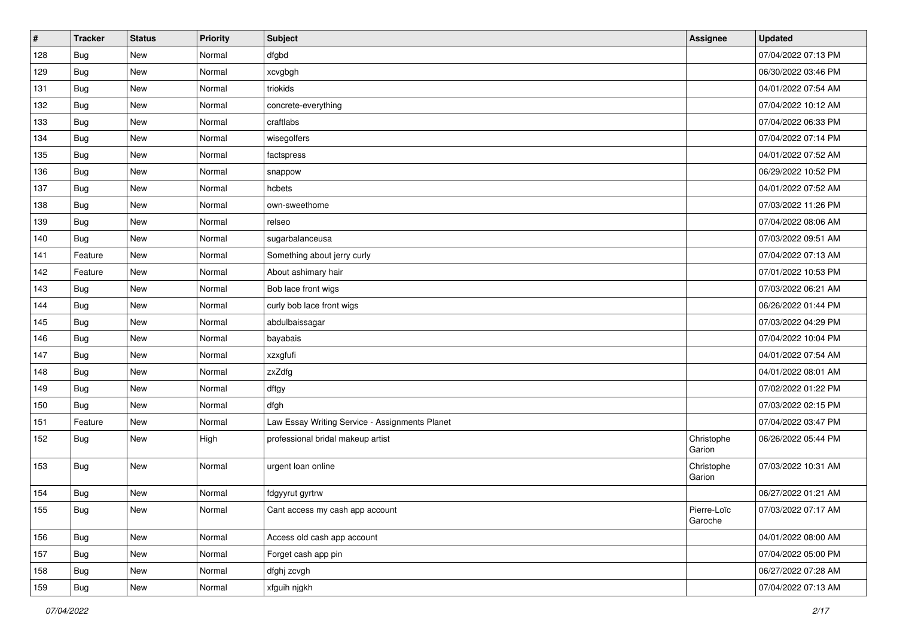| # | Tracker | Status | Priority | Subject | Assignee | Updated |
|---|---|---|---|---|---|---|
| 128 | Bug | New | Normal | dfgbd | | 07/04/2022 07:13 PM |
| 129 | Bug | New | Normal | xcvgbgh | | 06/30/2022 03:46 PM |
| 131 | Bug | New | Normal | triokids | | 04/01/2022 07:54 AM |
| 132 | Bug | New | Normal | concrete-everything | | 07/04/2022 10:12 AM |
| 133 | Bug | New | Normal | craftlabs | | 07/04/2022 06:33 PM |
| 134 | Bug | New | Normal | wisegolfers | | 07/04/2022 07:14 PM |
| 135 | Bug | New | Normal | factspress | | 04/01/2022 07:52 AM |
| 136 | Bug | New | Normal | snappow | | 06/29/2022 10:52 PM |
| 137 | Bug | New | Normal | hcbets | | 04/01/2022 07:52 AM |
| 138 | Bug | New | Normal | own-sweethome | | 07/03/2022 11:26 PM |
| 139 | Bug | New | Normal | relseo | | 07/04/2022 08:06 AM |
| 140 | Bug | New | Normal | sugarbalanceusa | | 07/03/2022 09:51 AM |
| 141 | Feature | New | Normal | Something about jerry curly | | 07/04/2022 07:13 AM |
| 142 | Feature | New | Normal | About ashimary hair | | 07/01/2022 10:53 PM |
| 143 | Bug | New | Normal | Bob lace front wigs | | 07/03/2022 06:21 AM |
| 144 | Bug | New | Normal | curly bob lace front wigs | | 06/26/2022 01:44 PM |
| 145 | Bug | New | Normal | abdulbaissagar | | 07/03/2022 04:29 PM |
| 146 | Bug | New | Normal | bayabais | | 07/04/2022 10:04 PM |
| 147 | Bug | New | Normal | xzxgfufi | | 04/01/2022 07:54 AM |
| 148 | Bug | New | Normal | zxZdfg | | 04/01/2022 08:01 AM |
| 149 | Bug | New | Normal | dftgy | | 07/02/2022 01:22 PM |
| 150 | Bug | New | Normal | dfgh | | 07/03/2022 02:15 PM |
| 151 | Feature | New | Normal | Law Essay Writing Service - Assignments Planet | | 07/04/2022 03:47 PM |
| 152 | Bug | New | High | professional bridal makeup artist | Christophe Garion | 06/26/2022 05:44 PM |
| 153 | Bug | New | Normal | urgent loan online | Christophe Garion | 07/03/2022 10:31 AM |
| 154 | Bug | New | Normal | fdgyyrut gyrtrw | | 06/27/2022 01:21 AM |
| 155 | Bug | New | Normal | Cant access my cash app account | Pierre-Loïc Garoche | 07/03/2022 07:17 AM |
| 156 | Bug | New | Normal | Access old cash app account | | 04/01/2022 08:00 AM |
| 157 | Bug | New | Normal | Forget cash app pin | | 07/04/2022 05:00 PM |
| 158 | Bug | New | Normal | dfghj zcvgh | | 06/27/2022 07:28 AM |
| 159 | Bug | New | Normal | xfguih njgkh | | 07/04/2022 07:13 AM |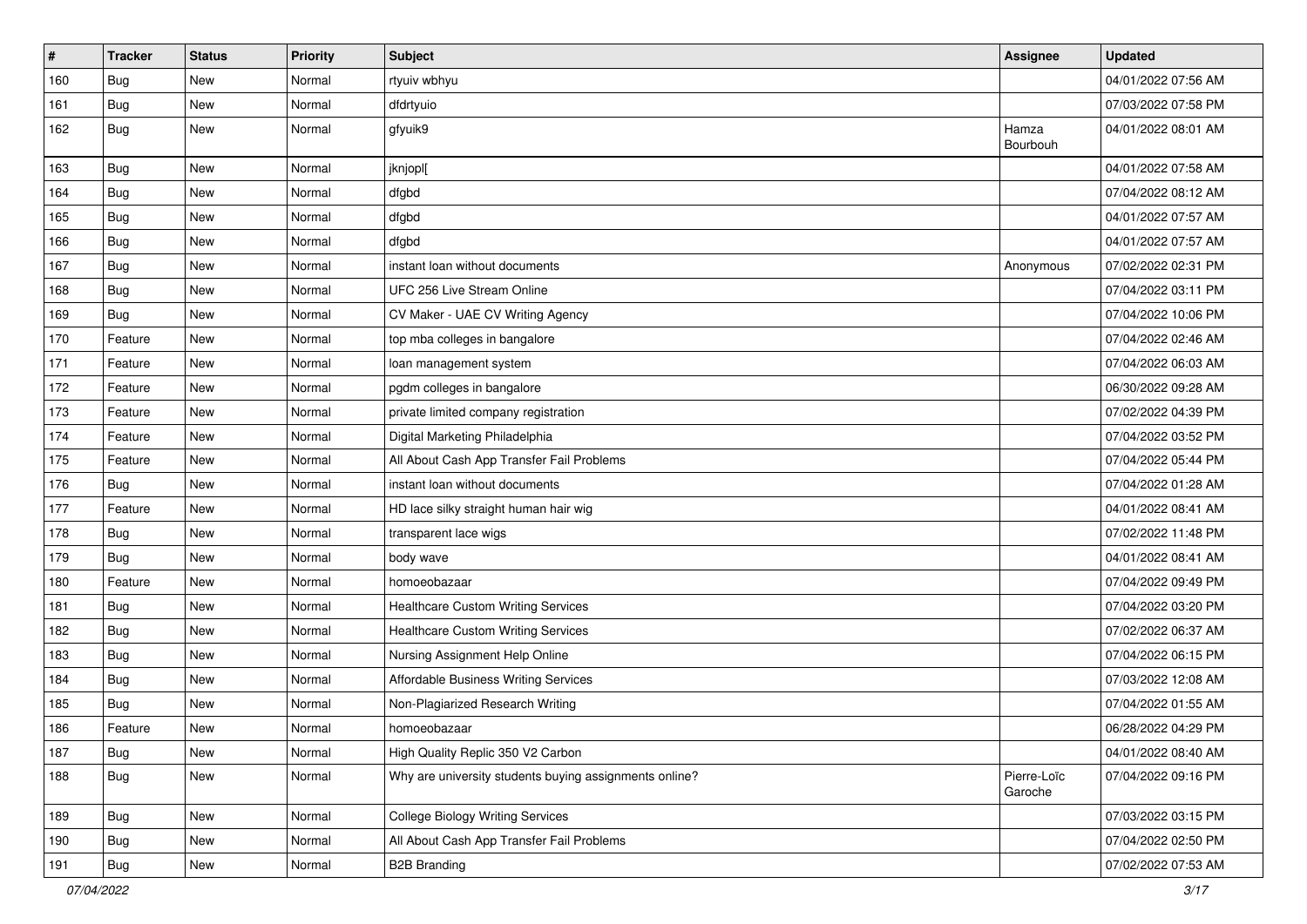| # | Tracker | Status | Priority | Subject | Assignee | Updated |
|---|---|---|---|---|---|---|
| 160 | Bug | New | Normal | rtyuiv wbhyu | | 04/01/2022 07:56 AM |
| 161 | Bug | New | Normal | dfdrtyuio | | 07/03/2022 07:58 PM |
| 162 | Bug | New | Normal | gfyuik9 | Hamza Bourbouh | 04/01/2022 08:01 AM |
| 163 | Bug | New | Normal | jknjopl[ | | 04/01/2022 07:58 AM |
| 164 | Bug | New | Normal | dfgbd | | 07/04/2022 08:12 AM |
| 165 | Bug | New | Normal | dfgbd | | 04/01/2022 07:57 AM |
| 166 | Bug | New | Normal | dfgbd | | 04/01/2022 07:57 AM |
| 167 | Bug | New | Normal | instant loan without documents | Anonymous | 07/02/2022 02:31 PM |
| 168 | Bug | New | Normal | UFC 256 Live Stream Online | | 07/04/2022 03:11 PM |
| 169 | Bug | New | Normal | CV Maker - UAE CV Writing Agency | | 07/04/2022 10:06 PM |
| 170 | Feature | New | Normal | top mba colleges in bangalore | | 07/04/2022 02:46 AM |
| 171 | Feature | New | Normal | loan management system | | 07/04/2022 06:03 AM |
| 172 | Feature | New | Normal | pgdm colleges in bangalore | | 06/30/2022 09:28 AM |
| 173 | Feature | New | Normal | private limited company registration | | 07/02/2022 04:39 PM |
| 174 | Feature | New | Normal | Digital Marketing Philadelphia | | 07/04/2022 03:52 PM |
| 175 | Feature | New | Normal | All About Cash App Transfer Fail Problems | | 07/04/2022 05:44 PM |
| 176 | Bug | New | Normal | instant loan without documents | | 07/04/2022 01:28 AM |
| 177 | Feature | New | Normal | HD lace silky straight human hair wig | | 04/01/2022 08:41 AM |
| 178 | Bug | New | Normal | transparent lace wigs | | 07/02/2022 11:48 PM |
| 179 | Bug | New | Normal | body wave | | 04/01/2022 08:41 AM |
| 180 | Feature | New | Normal | homoeobazaar | | 07/04/2022 09:49 PM |
| 181 | Bug | New | Normal | Healthcare Custom Writing Services | | 07/04/2022 03:20 PM |
| 182 | Bug | New | Normal | Healthcare Custom Writing Services | | 07/02/2022 06:37 AM |
| 183 | Bug | New | Normal | Nursing Assignment Help Online | | 07/04/2022 06:15 PM |
| 184 | Bug | New | Normal | Affordable Business Writing Services | | 07/03/2022 12:08 AM |
| 185 | Bug | New | Normal | Non-Plagiarized Research Writing | | 07/04/2022 01:55 AM |
| 186 | Feature | New | Normal | homoeobazaar | | 06/28/2022 04:29 PM |
| 187 | Bug | New | Normal | High Quality Replic 350 V2 Carbon | | 04/01/2022 08:40 AM |
| 188 | Bug | New | Normal | Why are university students buying assignments online? | Pierre-Loïc Garoche | 07/04/2022 09:16 PM |
| 189 | Bug | New | Normal | College Biology Writing Services | | 07/03/2022 03:15 PM |
| 190 | Bug | New | Normal | All About Cash App Transfer Fail Problems | | 07/04/2022 02:50 PM |
| 191 | Bug | New | Normal | B2B Branding | | 07/02/2022 07:53 AM |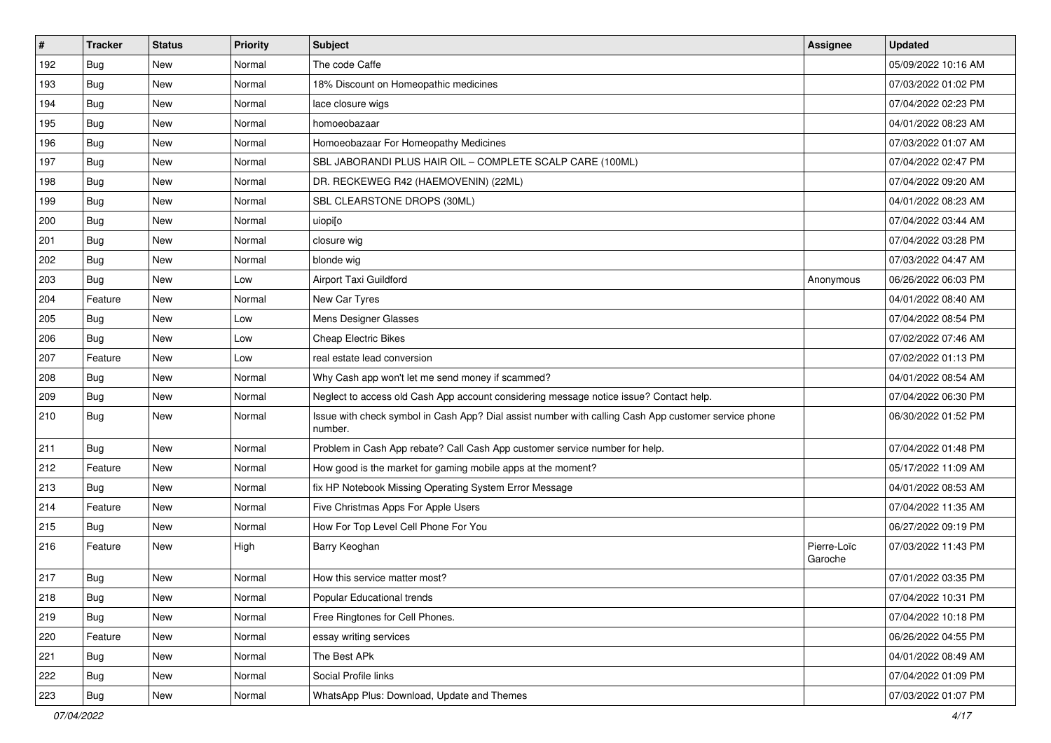| # | Tracker | Status | Priority | Subject | Assignee | Updated |
| --- | --- | --- | --- | --- | --- | --- |
| 192 | Bug | New | Normal | The code Caffe | | 05/09/2022 10:16 AM |
| 193 | Bug | New | Normal | 18% Discount on Homeopathic medicines | | 07/03/2022 01:02 PM |
| 194 | Bug | New | Normal | lace closure wigs | | 07/04/2022 02:23 PM |
| 195 | Bug | New | Normal | homoeobazaar | | 04/01/2022 08:23 AM |
| 196 | Bug | New | Normal | Homoeobazaar For Homeopathy Medicines | | 07/03/2022 01:07 AM |
| 197 | Bug | New | Normal | SBL JABORANDI PLUS HAIR OIL – COMPLETE SCALP CARE (100ML) | | 07/04/2022 02:47 PM |
| 198 | Bug | New | Normal | DR. RECKEWEG R42 (HAEMOVENIN) (22ML) | | 07/04/2022 09:20 AM |
| 199 | Bug | New | Normal | SBL CLEARSTONE DROPS (30ML) | | 04/01/2022 08:23 AM |
| 200 | Bug | New | Normal | uiopi[o | | 07/04/2022 03:44 AM |
| 201 | Bug | New | Normal | closure wig | | 07/04/2022 03:28 PM |
| 202 | Bug | New | Normal | blonde wig | | 07/03/2022 04:47 AM |
| 203 | Bug | New | Low | Airport Taxi Guildford | Anonymous | 06/26/2022 06:03 PM |
| 204 | Feature | New | Normal | New Car Tyres | | 04/01/2022 08:40 AM |
| 205 | Bug | New | Low | Mens Designer Glasses | | 07/04/2022 08:54 PM |
| 206 | Bug | New | Low | Cheap Electric Bikes | | 07/02/2022 07:46 AM |
| 207 | Feature | New | Low | real estate lead conversion | | 07/02/2022 01:13 PM |
| 208 | Bug | New | Normal | Why Cash app won't let me send money if scammed? | | 04/01/2022 08:54 AM |
| 209 | Bug | New | Normal | Neglect to access old Cash App account considering message notice issue? Contact help. | | 07/04/2022 06:30 PM |
| 210 | Bug | New | Normal | Issue with check symbol in Cash App? Dial assist number with calling Cash App customer service phone number. | | 06/30/2022 01:52 PM |
| 211 | Bug | New | Normal | Problem in Cash App rebate? Call Cash App customer service number for help. | | 07/04/2022 01:48 PM |
| 212 | Feature | New | Normal | How good is the market for gaming mobile apps at the moment? | | 05/17/2022 11:09 AM |
| 213 | Bug | New | Normal | fix HP Notebook Missing Operating System Error Message | | 04/01/2022 08:53 AM |
| 214 | Feature | New | Normal | Five Christmas Apps For Apple Users | | 07/04/2022 11:35 AM |
| 215 | Bug | New | Normal | How For Top Level Cell Phone For You | | 06/27/2022 09:19 PM |
| 216 | Feature | New | High | Barry Keoghan | Pierre-Loïc Garoche | 07/03/2022 11:43 PM |
| 217 | Bug | New | Normal | How this service matter most? | | 07/01/2022 03:35 PM |
| 218 | Bug | New | Normal | Popular Educational trends | | 07/04/2022 10:31 PM |
| 219 | Bug | New | Normal | Free Ringtones for Cell Phones. | | 07/04/2022 10:18 PM |
| 220 | Feature | New | Normal | essay writing services | | 06/26/2022 04:55 PM |
| 221 | Bug | New | Normal | The Best APk | | 04/01/2022 08:49 AM |
| 222 | Bug | New | Normal | Social Profile links | | 07/04/2022 01:09 PM |
| 223 | Bug | New | Normal | WhatsApp Plus: Download, Update and Themes | | 07/03/2022 01:07 PM |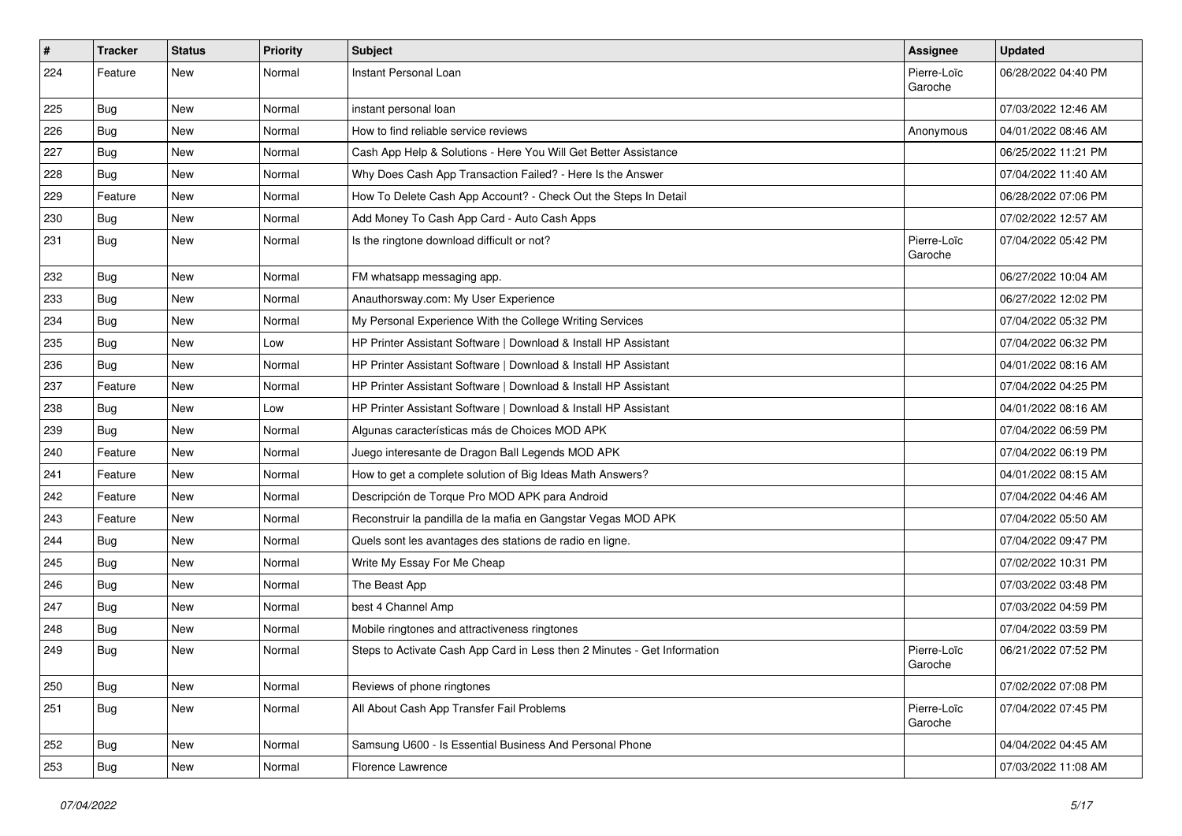| # | Tracker | Status | Priority | Subject | Assignee | Updated |
| --- | --- | --- | --- | --- | --- | --- |
| 224 | Feature | New | Normal | Instant Personal Loan | Pierre-Loïc Garoche | 06/28/2022 04:40 PM |
| 225 | Bug | New | Normal | instant personal loan | | 07/03/2022 12:46 AM |
| 226 | Bug | New | Normal | How to find reliable service reviews | Anonymous | 04/01/2022 08:46 AM |
| 227 | Bug | New | Normal | Cash App Help & Solutions - Here You Will Get Better Assistance | | 06/25/2022 11:21 PM |
| 228 | Bug | New | Normal | Why Does Cash App Transaction Failed? - Here Is the Answer | | 07/04/2022 11:40 AM |
| 229 | Feature | New | Normal | How To Delete Cash App Account? - Check Out the Steps In Detail | | 06/28/2022 07:06 PM |
| 230 | Bug | New | Normal | Add Money To Cash App Card - Auto Cash Apps | | 07/02/2022 12:57 AM |
| 231 | Bug | New | Normal | Is the ringtone download difficult or not? | Pierre-Loïc Garoche | 07/04/2022 05:42 PM |
| 232 | Bug | New | Normal | FM whatsapp messaging app. | | 06/27/2022 10:04 AM |
| 233 | Bug | New | Normal | Anauthorsway.com: My User Experience | | 06/27/2022 12:02 PM |
| 234 | Bug | New | Normal | My Personal Experience With the College Writing Services | | 07/04/2022 05:32 PM |
| 235 | Bug | New | Low | HP Printer Assistant Software \| Download & Install HP Assistant | | 07/04/2022 06:32 PM |
| 236 | Bug | New | Normal | HP Printer Assistant Software \| Download & Install HP Assistant | | 04/01/2022 08:16 AM |
| 237 | Feature | New | Normal | HP Printer Assistant Software \| Download & Install HP Assistant | | 07/04/2022 04:25 PM |
| 238 | Bug | New | Low | HP Printer Assistant Software \| Download & Install HP Assistant | | 04/01/2022 08:16 AM |
| 239 | Bug | New | Normal | Algunas características más de Choices MOD APK | | 07/04/2022 06:59 PM |
| 240 | Feature | New | Normal | Juego interesante de Dragon Ball Legends MOD APK | | 07/04/2022 06:19 PM |
| 241 | Feature | New | Normal | How to get a complete solution of Big Ideas Math Answers? | | 04/01/2022 08:15 AM |
| 242 | Feature | New | Normal | Descripción de Torque Pro MOD APK para Android | | 07/04/2022 04:46 AM |
| 243 | Feature | New | Normal | Reconstruir la pandilla de la mafia en Gangstar Vegas MOD APK | | 07/04/2022 05:50 AM |
| 244 | Bug | New | Normal | Quels sont les avantages des stations de radio en ligne. | | 07/04/2022 09:47 PM |
| 245 | Bug | New | Normal | Write My Essay For Me Cheap | | 07/02/2022 10:31 PM |
| 246 | Bug | New | Normal | The Beast App | | 07/03/2022 03:48 PM |
| 247 | Bug | New | Normal | best 4 Channel Amp | | 07/03/2022 04:59 PM |
| 248 | Bug | New | Normal | Mobile ringtones and attractiveness ringtones | | 07/04/2022 03:59 PM |
| 249 | Bug | New | Normal | Steps to Activate Cash App Card in Less then 2 Minutes - Get Information | Pierre-Loïc Garoche | 06/21/2022 07:52 PM |
| 250 | Bug | New | Normal | Reviews of phone ringtones | | 07/02/2022 07:08 PM |
| 251 | Bug | New | Normal | All About Cash App Transfer Fail Problems | Pierre-Loïc Garoche | 07/04/2022 07:45 PM |
| 252 | Bug | New | Normal | Samsung U600 - Is Essential Business And Personal Phone | | 04/04/2022 04:45 AM |
| 253 | Bug | New | Normal | Florence Lawrence | | 07/03/2022 11:08 AM |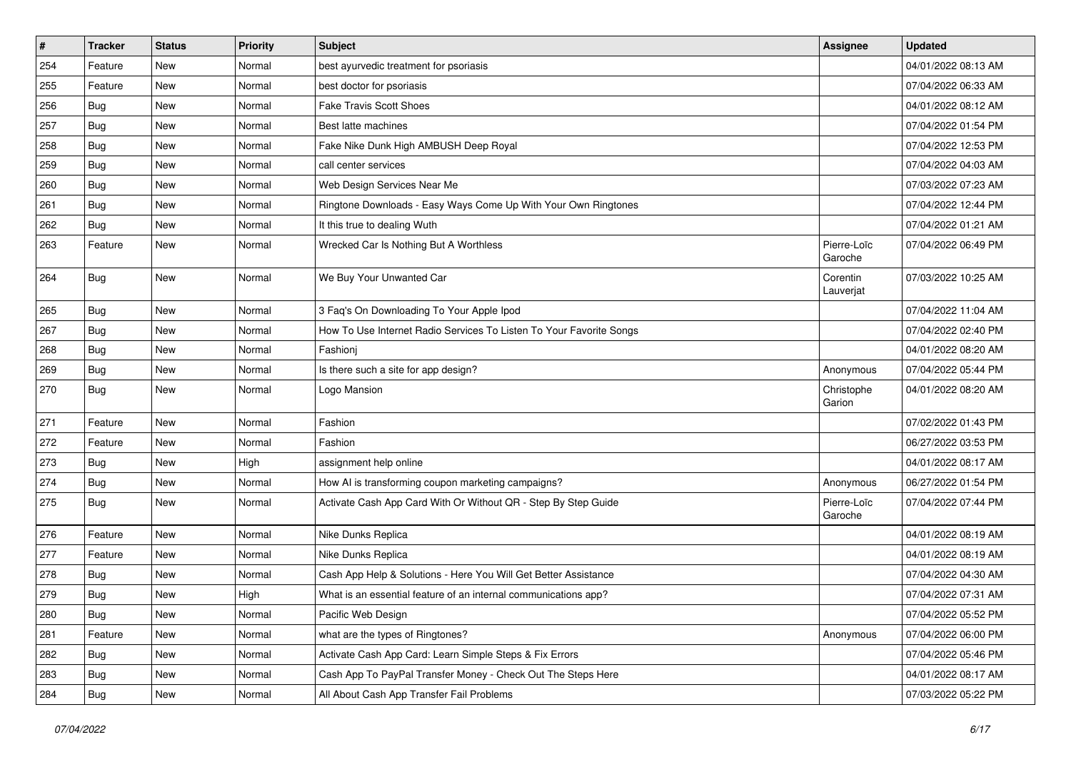| # | Tracker | Status | Priority | Subject | Assignee | Updated |
|---|---|---|---|---|---|---|
| 254 | Feature | New | Normal | best ayurvedic treatment for psoriasis | | 04/01/2022 08:13 AM |
| 255 | Feature | New | Normal | best doctor for psoriasis | | 07/04/2022 06:33 AM |
| 256 | Bug | New | Normal | Fake Travis Scott Shoes | | 04/01/2022 08:12 AM |
| 257 | Bug | New | Normal | Best latte machines | | 07/04/2022 01:54 PM |
| 258 | Bug | New | Normal | Fake Nike Dunk High AMBUSH Deep Royal | | 07/04/2022 12:53 PM |
| 259 | Bug | New | Normal | call center services | | 07/04/2022 04:03 AM |
| 260 | Bug | New | Normal | Web Design Services Near Me | | 07/03/2022 07:23 AM |
| 261 | Bug | New | Normal | Ringtone Downloads - Easy Ways Come Up With Your Own Ringtones | | 07/04/2022 12:44 PM |
| 262 | Bug | New | Normal | It this true to dealing Wuth | | 07/04/2022 01:21 AM |
| 263 | Feature | New | Normal | Wrecked Car Is Nothing But A Worthless | Pierre-Loïc Garoche | 07/04/2022 06:49 PM |
| 264 | Bug | New | Normal | We Buy Your Unwanted Car | Corentin Lauverjat | 07/03/2022 10:25 AM |
| 265 | Bug | New | Normal | 3 Faq's On Downloading To Your Apple Ipod | | 07/04/2022 11:04 AM |
| 267 | Bug | New | Normal | How To Use Internet Radio Services To Listen To Your Favorite Songs | | 07/04/2022 02:40 PM |
| 268 | Bug | New | Normal | Fashionj | | 04/01/2022 08:20 AM |
| 269 | Bug | New | Normal | Is there such a site for app design? | Anonymous | 07/04/2022 05:44 PM |
| 270 | Bug | New | Normal | Logo Mansion | Christophe Garion | 04/01/2022 08:20 AM |
| 271 | Feature | New | Normal | Fashion | | 07/02/2022 01:43 PM |
| 272 | Feature | New | Normal | Fashion | | 06/27/2022 03:53 PM |
| 273 | Bug | New | High | assignment help online | | 04/01/2022 08:17 AM |
| 274 | Bug | New | Normal | How AI is transforming coupon marketing campaigns? | Anonymous | 06/27/2022 01:54 PM |
| 275 | Bug | New | Normal | Activate Cash App Card With Or Without QR - Step By Step Guide | Pierre-Loïc Garoche | 07/04/2022 07:44 PM |
| 276 | Feature | New | Normal | Nike Dunks Replica | | 04/01/2022 08:19 AM |
| 277 | Feature | New | Normal | Nike Dunks Replica | | 04/01/2022 08:19 AM |
| 278 | Bug | New | Normal | Cash App Help & Solutions - Here You Will Get Better Assistance | | 07/04/2022 04:30 AM |
| 279 | Bug | New | High | What is an essential feature of an internal communications app? | | 07/04/2022 07:31 AM |
| 280 | Bug | New | Normal | Pacific Web Design | | 07/04/2022 05:52 PM |
| 281 | Feature | New | Normal | what are the types of Ringtones? | Anonymous | 07/04/2022 06:00 PM |
| 282 | Bug | New | Normal | Activate Cash App Card: Learn Simple Steps & Fix Errors | | 07/04/2022 05:46 PM |
| 283 | Bug | New | Normal | Cash App To PayPal Transfer Money - Check Out The Steps Here | | 04/01/2022 08:17 AM |
| 284 | Bug | New | Normal | All About Cash App Transfer Fail Problems | | 07/03/2022 05:22 PM |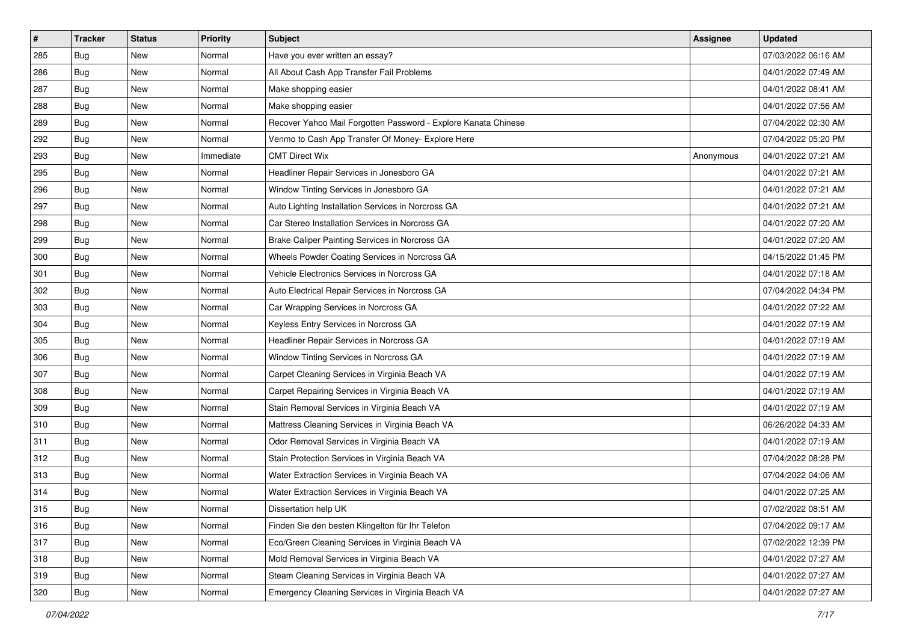| # | Tracker | Status | Priority | Subject | Assignee | Updated |
|---|---|---|---|---|---|---|
| 285 | Bug | New | Normal | Have you ever written an essay? | | 07/03/2022 06:16 AM |
| 286 | Bug | New | Normal | All About Cash App Transfer Fail Problems | | 04/01/2022 07:49 AM |
| 287 | Bug | New | Normal | Make shopping easier | | 04/01/2022 08:41 AM |
| 288 | Bug | New | Normal | Make shopping easier | | 04/01/2022 07:56 AM |
| 289 | Bug | New | Normal | Recover Yahoo Mail Forgotten Password - Explore Kanata Chinese | | 07/04/2022 02:30 AM |
| 292 | Bug | New | Normal | Venmo to Cash App Transfer Of Money- Explore Here | | 07/04/2022 05:20 PM |
| 293 | Bug | New | Immediate | CMT Direct Wix | Anonymous | 04/01/2022 07:21 AM |
| 295 | Bug | New | Normal | Headliner Repair Services in Jonesboro GA | | 04/01/2022 07:21 AM |
| 296 | Bug | New | Normal | Window Tinting Services in Jonesboro GA | | 04/01/2022 07:21 AM |
| 297 | Bug | New | Normal | Auto Lighting Installation Services in Norcross GA | | 04/01/2022 07:21 AM |
| 298 | Bug | New | Normal | Car Stereo Installation Services in Norcross GA | | 04/01/2022 07:20 AM |
| 299 | Bug | New | Normal | Brake Caliper Painting Services in Norcross GA | | 04/01/2022 07:20 AM |
| 300 | Bug | New | Normal | Wheels Powder Coating Services in Norcross GA | | 04/15/2022 01:45 PM |
| 301 | Bug | New | Normal | Vehicle Electronics Services in Norcross GA | | 04/01/2022 07:18 AM |
| 302 | Bug | New | Normal | Auto Electrical Repair Services in Norcross GA | | 07/04/2022 04:34 PM |
| 303 | Bug | New | Normal | Car Wrapping Services in Norcross GA | | 04/01/2022 07:22 AM |
| 304 | Bug | New | Normal | Keyless Entry Services in Norcross GA | | 04/01/2022 07:19 AM |
| 305 | Bug | New | Normal | Headliner Repair Services in Norcross GA | | 04/01/2022 07:19 AM |
| 306 | Bug | New | Normal | Window Tinting Services in Norcross GA | | 04/01/2022 07:19 AM |
| 307 | Bug | New | Normal | Carpet Cleaning Services in Virginia Beach VA | | 04/01/2022 07:19 AM |
| 308 | Bug | New | Normal | Carpet Repairing Services in Virginia Beach VA | | 04/01/2022 07:19 AM |
| 309 | Bug | New | Normal | Stain Removal Services in Virginia Beach VA | | 04/01/2022 07:19 AM |
| 310 | Bug | New | Normal | Mattress Cleaning Services in Virginia Beach VA | | 06/26/2022 04:33 AM |
| 311 | Bug | New | Normal | Odor Removal Services in Virginia Beach VA | | 04/01/2022 07:19 AM |
| 312 | Bug | New | Normal | Stain Protection Services in Virginia Beach VA | | 07/04/2022 08:28 PM |
| 313 | Bug | New | Normal | Water Extraction Services in Virginia Beach VA | | 07/04/2022 04:06 AM |
| 314 | Bug | New | Normal | Water Extraction Services in Virginia Beach VA | | 04/01/2022 07:25 AM |
| 315 | Bug | New | Normal | Dissertation help UK | | 07/02/2022 08:51 AM |
| 316 | Bug | New | Normal | Finden Sie den besten Klingelton für Ihr Telefon | | 07/04/2022 09:17 AM |
| 317 | Bug | New | Normal | Eco/Green Cleaning Services in Virginia Beach VA | | 07/02/2022 12:39 PM |
| 318 | Bug | New | Normal | Mold Removal Services in Virginia Beach VA | | 04/01/2022 07:27 AM |
| 319 | Bug | New | Normal | Steam Cleaning Services in Virginia Beach VA | | 04/01/2022 07:27 AM |
| 320 | Bug | New | Normal | Emergency Cleaning Services in Virginia Beach VA | | 04/01/2022 07:27 AM |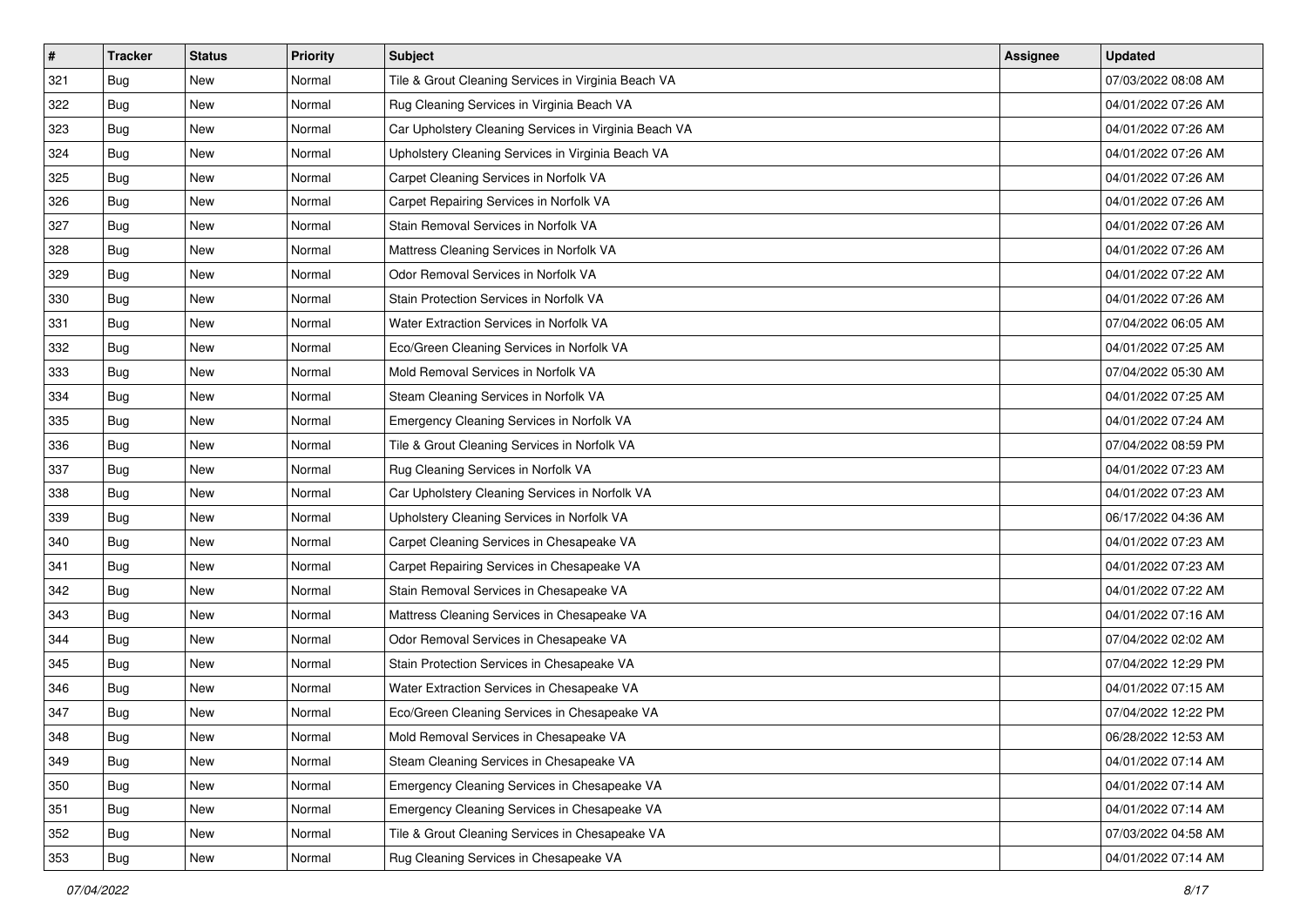| # | Tracker | Status | Priority | Subject | Assignee | Updated |
|---|---|---|---|---|---|---|
| 321 | Bug | New | Normal | Tile & Grout Cleaning Services in Virginia Beach VA | | 07/03/2022 08:08 AM |
| 322 | Bug | New | Normal | Rug Cleaning Services in Virginia Beach VA | | 04/01/2022 07:26 AM |
| 323 | Bug | New | Normal | Car Upholstery Cleaning Services in Virginia Beach VA | | 04/01/2022 07:26 AM |
| 324 | Bug | New | Normal | Upholstery Cleaning Services in Virginia Beach VA | | 04/01/2022 07:26 AM |
| 325 | Bug | New | Normal | Carpet Cleaning Services in Norfolk VA | | 04/01/2022 07:26 AM |
| 326 | Bug | New | Normal | Carpet Repairing Services in Norfolk VA | | 04/01/2022 07:26 AM |
| 327 | Bug | New | Normal | Stain Removal Services in Norfolk VA | | 04/01/2022 07:26 AM |
| 328 | Bug | New | Normal | Mattress Cleaning Services in Norfolk VA | | 04/01/2022 07:26 AM |
| 329 | Bug | New | Normal | Odor Removal Services in Norfolk VA | | 04/01/2022 07:22 AM |
| 330 | Bug | New | Normal | Stain Protection Services in Norfolk VA | | 04/01/2022 07:26 AM |
| 331 | Bug | New | Normal | Water Extraction Services in Norfolk VA | | 07/04/2022 06:05 AM |
| 332 | Bug | New | Normal | Eco/Green Cleaning Services in Norfolk VA | | 04/01/2022 07:25 AM |
| 333 | Bug | New | Normal | Mold Removal Services in Norfolk VA | | 07/04/2022 05:30 AM |
| 334 | Bug | New | Normal | Steam Cleaning Services in Norfolk VA | | 04/01/2022 07:25 AM |
| 335 | Bug | New | Normal | Emergency Cleaning Services in Norfolk VA | | 04/01/2022 07:24 AM |
| 336 | Bug | New | Normal | Tile & Grout Cleaning Services in Norfolk VA | | 07/04/2022 08:59 PM |
| 337 | Bug | New | Normal | Rug Cleaning Services in Norfolk VA | | 04/01/2022 07:23 AM |
| 338 | Bug | New | Normal | Car Upholstery Cleaning Services in Norfolk VA | | 04/01/2022 07:23 AM |
| 339 | Bug | New | Normal | Upholstery Cleaning Services in Norfolk VA | | 06/17/2022 04:36 AM |
| 340 | Bug | New | Normal | Carpet Cleaning Services in Chesapeake VA | | 04/01/2022 07:23 AM |
| 341 | Bug | New | Normal | Carpet Repairing Services in Chesapeake VA | | 04/01/2022 07:23 AM |
| 342 | Bug | New | Normal | Stain Removal Services in Chesapeake VA | | 04/01/2022 07:22 AM |
| 343 | Bug | New | Normal | Mattress Cleaning Services in Chesapeake VA | | 04/01/2022 07:16 AM |
| 344 | Bug | New | Normal | Odor Removal Services in Chesapeake VA | | 07/04/2022 02:02 AM |
| 345 | Bug | New | Normal | Stain Protection Services in Chesapeake VA | | 07/04/2022 12:29 PM |
| 346 | Bug | New | Normal | Water Extraction Services in Chesapeake VA | | 04/01/2022 07:15 AM |
| 347 | Bug | New | Normal | Eco/Green Cleaning Services in Chesapeake VA | | 07/04/2022 12:22 PM |
| 348 | Bug | New | Normal | Mold Removal Services in Chesapeake VA | | 06/28/2022 12:53 AM |
| 349 | Bug | New | Normal | Steam Cleaning Services in Chesapeake VA | | 04/01/2022 07:14 AM |
| 350 | Bug | New | Normal | Emergency Cleaning Services in Chesapeake VA | | 04/01/2022 07:14 AM |
| 351 | Bug | New | Normal | Emergency Cleaning Services in Chesapeake VA | | 04/01/2022 07:14 AM |
| 352 | Bug | New | Normal | Tile & Grout Cleaning Services in Chesapeake VA | | 07/03/2022 04:58 AM |
| 353 | Bug | New | Normal | Rug Cleaning Services in Chesapeake VA | | 04/01/2022 07:14 AM |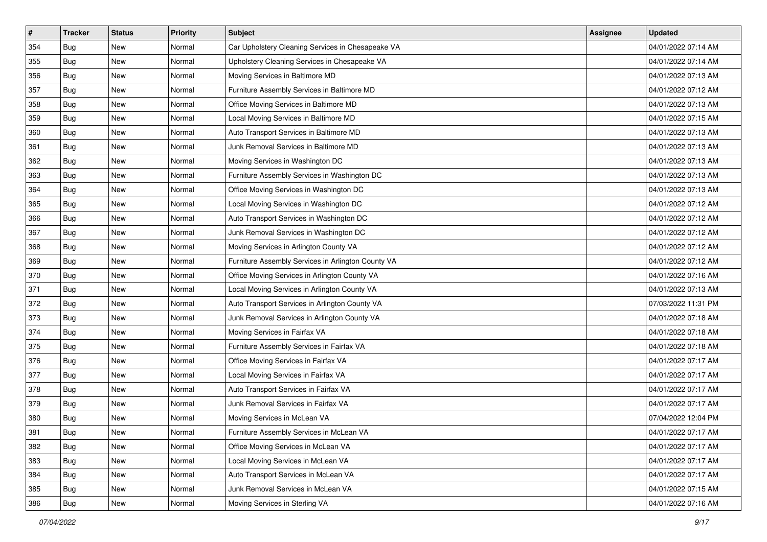| # | Tracker | Status | Priority | Subject | Assignee | Updated |
|---|---|---|---|---|---|---|
| 354 | Bug | New | Normal | Car Upholstery Cleaning Services in Chesapeake VA | | 04/01/2022 07:14 AM |
| 355 | Bug | New | Normal | Upholstery Cleaning Services in Chesapeake VA | | 04/01/2022 07:14 AM |
| 356 | Bug | New | Normal | Moving Services in Baltimore MD | | 04/01/2022 07:13 AM |
| 357 | Bug | New | Normal | Furniture Assembly Services in Baltimore MD | | 04/01/2022 07:12 AM |
| 358 | Bug | New | Normal | Office Moving Services in Baltimore MD | | 04/01/2022 07:13 AM |
| 359 | Bug | New | Normal | Local Moving Services in Baltimore MD | | 04/01/2022 07:15 AM |
| 360 | Bug | New | Normal | Auto Transport Services in Baltimore MD | | 04/01/2022 07:13 AM |
| 361 | Bug | New | Normal | Junk Removal Services in Baltimore MD | | 04/01/2022 07:13 AM |
| 362 | Bug | New | Normal | Moving Services in Washington DC | | 04/01/2022 07:13 AM |
| 363 | Bug | New | Normal | Furniture Assembly Services in Washington DC | | 04/01/2022 07:13 AM |
| 364 | Bug | New | Normal | Office Moving Services in Washington DC | | 04/01/2022 07:13 AM |
| 365 | Bug | New | Normal | Local Moving Services in Washington DC | | 04/01/2022 07:12 AM |
| 366 | Bug | New | Normal | Auto Transport Services in Washington DC | | 04/01/2022 07:12 AM |
| 367 | Bug | New | Normal | Junk Removal Services in Washington DC | | 04/01/2022 07:12 AM |
| 368 | Bug | New | Normal | Moving Services in Arlington County VA | | 04/01/2022 07:12 AM |
| 369 | Bug | New | Normal | Furniture Assembly Services in Arlington County VA | | 04/01/2022 07:12 AM |
| 370 | Bug | New | Normal | Office Moving Services in Arlington County VA | | 04/01/2022 07:16 AM |
| 371 | Bug | New | Normal | Local Moving Services in Arlington County VA | | 04/01/2022 07:13 AM |
| 372 | Bug | New | Normal | Auto Transport Services in Arlington County VA | | 07/03/2022 11:31 PM |
| 373 | Bug | New | Normal | Junk Removal Services in Arlington County VA | | 04/01/2022 07:18 AM |
| 374 | Bug | New | Normal | Moving Services in Fairfax VA | | 04/01/2022 07:18 AM |
| 375 | Bug | New | Normal | Furniture Assembly Services in Fairfax VA | | 04/01/2022 07:18 AM |
| 376 | Bug | New | Normal | Office Moving Services in Fairfax VA | | 04/01/2022 07:17 AM |
| 377 | Bug | New | Normal | Local Moving Services in Fairfax VA | | 04/01/2022 07:17 AM |
| 378 | Bug | New | Normal | Auto Transport Services in Fairfax VA | | 04/01/2022 07:17 AM |
| 379 | Bug | New | Normal | Junk Removal Services in Fairfax VA | | 04/01/2022 07:17 AM |
| 380 | Bug | New | Normal | Moving Services in McLean VA | | 07/04/2022 12:04 PM |
| 381 | Bug | New | Normal | Furniture Assembly Services in McLean VA | | 04/01/2022 07:17 AM |
| 382 | Bug | New | Normal | Office Moving Services in McLean VA | | 04/01/2022 07:17 AM |
| 383 | Bug | New | Normal | Local Moving Services in McLean VA | | 04/01/2022 07:17 AM |
| 384 | Bug | New | Normal | Auto Transport Services in McLean VA | | 04/01/2022 07:17 AM |
| 385 | Bug | New | Normal | Junk Removal Services in McLean VA | | 04/01/2022 07:15 AM |
| 386 | Bug | New | Normal | Moving Services in Sterling VA | | 04/01/2022 07:16 AM |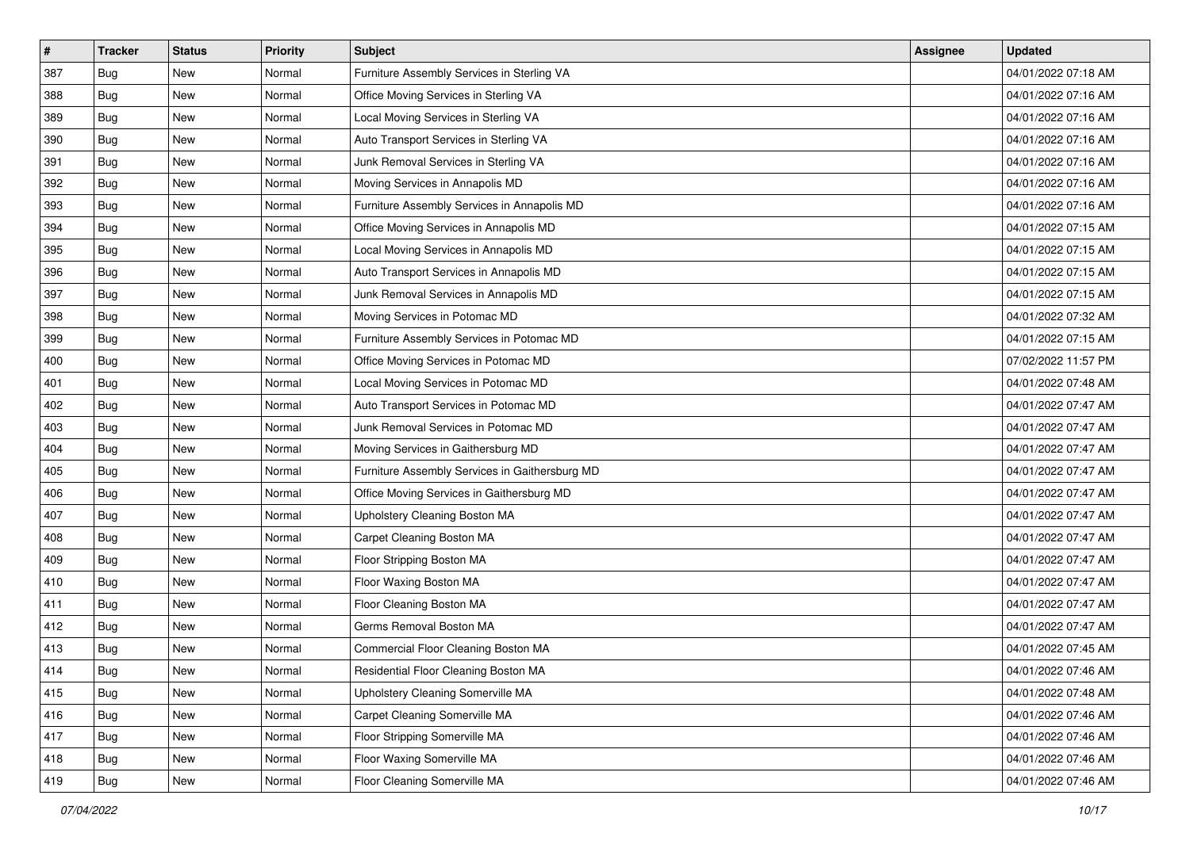| # | Tracker | Status | Priority | Subject | Assignee | Updated |
|---|---|---|---|---|---|---|
| 387 | Bug | New | Normal | Furniture Assembly Services in Sterling VA | | 04/01/2022 07:18 AM |
| 388 | Bug | New | Normal | Office Moving Services in Sterling VA | | 04/01/2022 07:16 AM |
| 389 | Bug | New | Normal | Local Moving Services in Sterling VA | | 04/01/2022 07:16 AM |
| 390 | Bug | New | Normal | Auto Transport Services in Sterling VA | | 04/01/2022 07:16 AM |
| 391 | Bug | New | Normal | Junk Removal Services in Sterling VA | | 04/01/2022 07:16 AM |
| 392 | Bug | New | Normal | Moving Services in Annapolis MD | | 04/01/2022 07:16 AM |
| 393 | Bug | New | Normal | Furniture Assembly Services in Annapolis MD | | 04/01/2022 07:16 AM |
| 394 | Bug | New | Normal | Office Moving Services in Annapolis MD | | 04/01/2022 07:15 AM |
| 395 | Bug | New | Normal | Local Moving Services in Annapolis MD | | 04/01/2022 07:15 AM |
| 396 | Bug | New | Normal | Auto Transport Services in Annapolis MD | | 04/01/2022 07:15 AM |
| 397 | Bug | New | Normal | Junk Removal Services in Annapolis MD | | 04/01/2022 07:15 AM |
| 398 | Bug | New | Normal | Moving Services in Potomac MD | | 04/01/2022 07:32 AM |
| 399 | Bug | New | Normal | Furniture Assembly Services in Potomac MD | | 04/01/2022 07:15 AM |
| 400 | Bug | New | Normal | Office Moving Services in Potomac MD | | 07/02/2022 11:57 PM |
| 401 | Bug | New | Normal | Local Moving Services in Potomac MD | | 04/01/2022 07:48 AM |
| 402 | Bug | New | Normal | Auto Transport Services in Potomac MD | | 04/01/2022 07:47 AM |
| 403 | Bug | New | Normal | Junk Removal Services in Potomac MD | | 04/01/2022 07:47 AM |
| 404 | Bug | New | Normal | Moving Services in Gaithersburg MD | | 04/01/2022 07:47 AM |
| 405 | Bug | New | Normal | Furniture Assembly Services in Gaithersburg MD | | 04/01/2022 07:47 AM |
| 406 | Bug | New | Normal | Office Moving Services in Gaithersburg MD | | 04/01/2022 07:47 AM |
| 407 | Bug | New | Normal | Upholstery Cleaning Boston MA | | 04/01/2022 07:47 AM |
| 408 | Bug | New | Normal | Carpet Cleaning Boston MA | | 04/01/2022 07:47 AM |
| 409 | Bug | New | Normal | Floor Stripping Boston MA | | 04/01/2022 07:47 AM |
| 410 | Bug | New | Normal | Floor Waxing Boston MA | | 04/01/2022 07:47 AM |
| 411 | Bug | New | Normal | Floor Cleaning Boston MA | | 04/01/2022 07:47 AM |
| 412 | Bug | New | Normal | Germs Removal Boston MA | | 04/01/2022 07:47 AM |
| 413 | Bug | New | Normal | Commercial Floor Cleaning Boston MA | | 04/01/2022 07:45 AM |
| 414 | Bug | New | Normal | Residential Floor Cleaning Boston MA | | 04/01/2022 07:46 AM |
| 415 | Bug | New | Normal | Upholstery Cleaning Somerville MA | | 04/01/2022 07:48 AM |
| 416 | Bug | New | Normal | Carpet Cleaning Somerville MA | | 04/01/2022 07:46 AM |
| 417 | Bug | New | Normal | Floor Stripping Somerville MA | | 04/01/2022 07:46 AM |
| 418 | Bug | New | Normal | Floor Waxing Somerville MA | | 04/01/2022 07:46 AM |
| 419 | Bug | New | Normal | Floor Cleaning Somerville MA | | 04/01/2022 07:46 AM |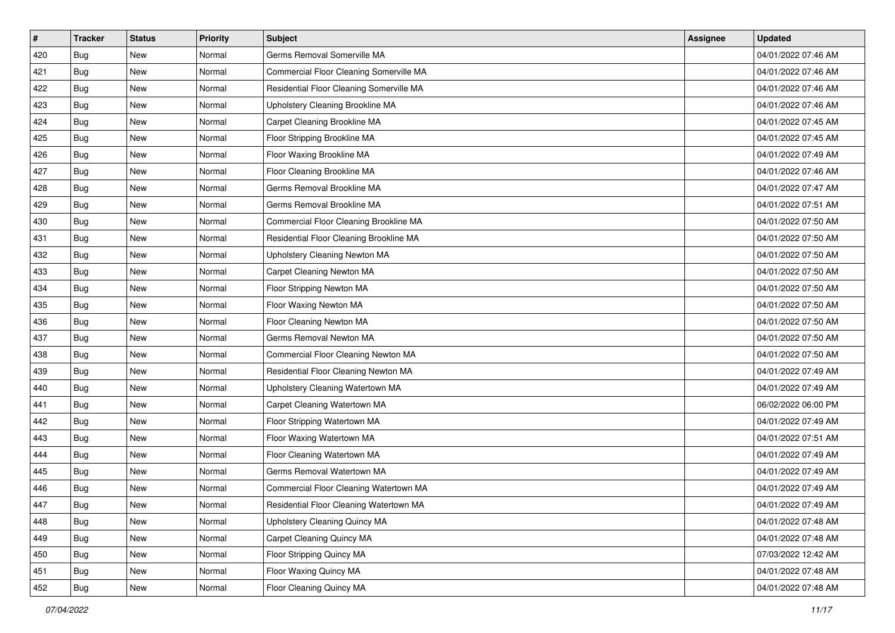| # | Tracker | Status | Priority | Subject | Assignee | Updated |
|---|---|---|---|---|---|---|
| 420 | Bug | New | Normal | Germs Removal Somerville MA | | 04/01/2022 07:46 AM |
| 421 | Bug | New | Normal | Commercial Floor Cleaning Somerville MA | | 04/01/2022 07:46 AM |
| 422 | Bug | New | Normal | Residential Floor Cleaning Somerville MA | | 04/01/2022 07:46 AM |
| 423 | Bug | New | Normal | Upholstery Cleaning Brookline MA | | 04/01/2022 07:46 AM |
| 424 | Bug | New | Normal | Carpet Cleaning Brookline MA | | 04/01/2022 07:45 AM |
| 425 | Bug | New | Normal | Floor Stripping Brookline MA | | 04/01/2022 07:45 AM |
| 426 | Bug | New | Normal | Floor Waxing Brookline MA | | 04/01/2022 07:49 AM |
| 427 | Bug | New | Normal | Floor Cleaning Brookline MA | | 04/01/2022 07:46 AM |
| 428 | Bug | New | Normal | Germs Removal Brookline MA | | 04/01/2022 07:47 AM |
| 429 | Bug | New | Normal | Germs Removal Brookline MA | | 04/01/2022 07:51 AM |
| 430 | Bug | New | Normal | Commercial Floor Cleaning Brookline MA | | 04/01/2022 07:50 AM |
| 431 | Bug | New | Normal | Residential Floor Cleaning Brookline MA | | 04/01/2022 07:50 AM |
| 432 | Bug | New | Normal | Upholstery Cleaning Newton MA | | 04/01/2022 07:50 AM |
| 433 | Bug | New | Normal | Carpet Cleaning Newton MA | | 04/01/2022 07:50 AM |
| 434 | Bug | New | Normal | Floor Stripping Newton MA | | 04/01/2022 07:50 AM |
| 435 | Bug | New | Normal | Floor Waxing Newton MA | | 04/01/2022 07:50 AM |
| 436 | Bug | New | Normal | Floor Cleaning Newton MA | | 04/01/2022 07:50 AM |
| 437 | Bug | New | Normal | Germs Removal Newton MA | | 04/01/2022 07:50 AM |
| 438 | Bug | New | Normal | Commercial Floor Cleaning Newton MA | | 04/01/2022 07:50 AM |
| 439 | Bug | New | Normal | Residential Floor Cleaning Newton MA | | 04/01/2022 07:49 AM |
| 440 | Bug | New | Normal | Upholstery Cleaning Watertown MA | | 04/01/2022 07:49 AM |
| 441 | Bug | New | Normal | Carpet Cleaning Watertown MA | | 06/02/2022 06:00 PM |
| 442 | Bug | New | Normal | Floor Stripping Watertown MA | | 04/01/2022 07:49 AM |
| 443 | Bug | New | Normal | Floor Waxing Watertown MA | | 04/01/2022 07:51 AM |
| 444 | Bug | New | Normal | Floor Cleaning Watertown MA | | 04/01/2022 07:49 AM |
| 445 | Bug | New | Normal | Germs Removal Watertown MA | | 04/01/2022 07:49 AM |
| 446 | Bug | New | Normal | Commercial Floor Cleaning Watertown MA | | 04/01/2022 07:49 AM |
| 447 | Bug | New | Normal | Residential Floor Cleaning Watertown MA | | 04/01/2022 07:49 AM |
| 448 | Bug | New | Normal | Upholstery Cleaning Quincy MA | | 04/01/2022 07:48 AM |
| 449 | Bug | New | Normal | Carpet Cleaning Quincy MA | | 04/01/2022 07:48 AM |
| 450 | Bug | New | Normal | Floor Stripping Quincy MA | | 07/03/2022 12:42 AM |
| 451 | Bug | New | Normal | Floor Waxing Quincy MA | | 04/01/2022 07:48 AM |
| 452 | Bug | New | Normal | Floor Cleaning Quincy MA | | 04/01/2022 07:48 AM |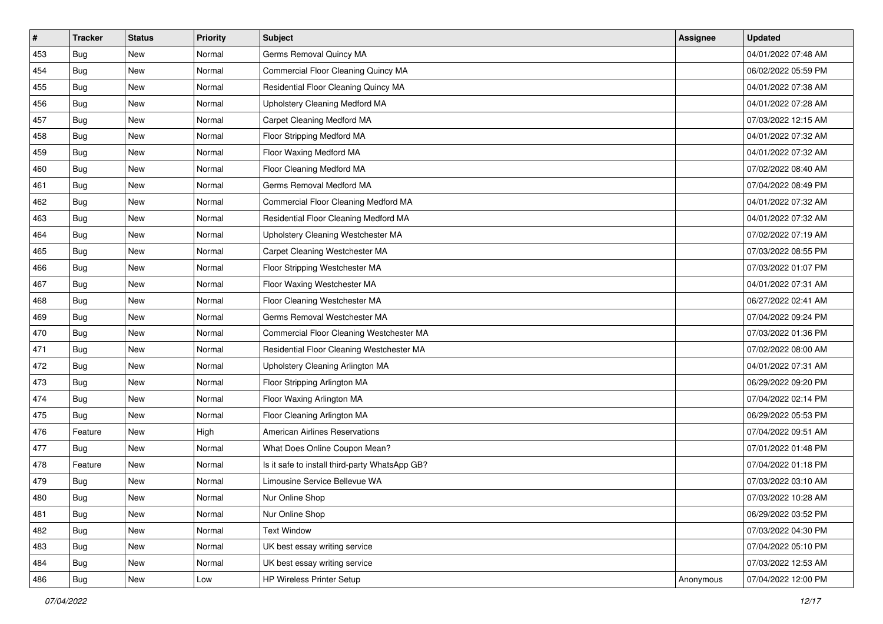| # | Tracker | Status | Priority | Subject | Assignee | Updated |
|---|---|---|---|---|---|---|
| 453 | Bug | New | Normal | Germs Removal Quincy MA | | 04/01/2022 07:48 AM |
| 454 | Bug | New | Normal | Commercial Floor Cleaning Quincy MA | | 06/02/2022 05:59 PM |
| 455 | Bug | New | Normal | Residential Floor Cleaning Quincy MA | | 04/01/2022 07:38 AM |
| 456 | Bug | New | Normal | Upholstery Cleaning Medford MA | | 04/01/2022 07:28 AM |
| 457 | Bug | New | Normal | Carpet Cleaning Medford MA | | 07/03/2022 12:15 AM |
| 458 | Bug | New | Normal | Floor Stripping Medford MA | | 04/01/2022 07:32 AM |
| 459 | Bug | New | Normal | Floor Waxing Medford MA | | 04/01/2022 07:32 AM |
| 460 | Bug | New | Normal | Floor Cleaning Medford MA | | 07/02/2022 08:40 AM |
| 461 | Bug | New | Normal | Germs Removal Medford MA | | 07/04/2022 08:49 PM |
| 462 | Bug | New | Normal | Commercial Floor Cleaning Medford MA | | 04/01/2022 07:32 AM |
| 463 | Bug | New | Normal | Residential Floor Cleaning Medford MA | | 04/01/2022 07:32 AM |
| 464 | Bug | New | Normal | Upholstery Cleaning Westchester MA | | 07/02/2022 07:19 AM |
| 465 | Bug | New | Normal | Carpet Cleaning Westchester MA | | 07/03/2022 08:55 PM |
| 466 | Bug | New | Normal | Floor Stripping Westchester MA | | 07/03/2022 01:07 PM |
| 467 | Bug | New | Normal | Floor Waxing Westchester MA | | 04/01/2022 07:31 AM |
| 468 | Bug | New | Normal | Floor Cleaning Westchester MA | | 06/27/2022 02:41 AM |
| 469 | Bug | New | Normal | Germs Removal Westchester MA | | 07/04/2022 09:24 PM |
| 470 | Bug | New | Normal | Commercial Floor Cleaning Westchester MA | | 07/03/2022 01:36 PM |
| 471 | Bug | New | Normal | Residential Floor Cleaning Westchester MA | | 07/02/2022 08:00 AM |
| 472 | Bug | New | Normal | Upholstery Cleaning Arlington MA | | 04/01/2022 07:31 AM |
| 473 | Bug | New | Normal | Floor Stripping Arlington MA | | 06/29/2022 09:20 PM |
| 474 | Bug | New | Normal | Floor Waxing Arlington MA | | 07/04/2022 02:14 PM |
| 475 | Bug | New | Normal | Floor Cleaning Arlington MA | | 06/29/2022 05:53 PM |
| 476 | Feature | New | High | American Airlines Reservations | | 07/04/2022 09:51 AM |
| 477 | Bug | New | Normal | What Does Online Coupon Mean? | | 07/01/2022 01:48 PM |
| 478 | Feature | New | Normal | Is it safe to install third-party WhatsApp GB? | | 07/04/2022 01:18 PM |
| 479 | Bug | New | Normal | Limousine Service Bellevue WA | | 07/03/2022 03:10 AM |
| 480 | Bug | New | Normal | Nur Online Shop | | 07/03/2022 10:28 AM |
| 481 | Bug | New | Normal | Nur Online Shop | | 06/29/2022 03:52 PM |
| 482 | Bug | New | Normal | Text Window | | 07/03/2022 04:30 PM |
| 483 | Bug | New | Normal | UK best essay writing service | | 07/04/2022 05:10 PM |
| 484 | Bug | New | Normal | UK best essay writing service | | 07/03/2022 12:53 AM |
| 486 | Bug | New | Low | HP Wireless Printer Setup | Anonymous | 07/04/2022 12:00 PM |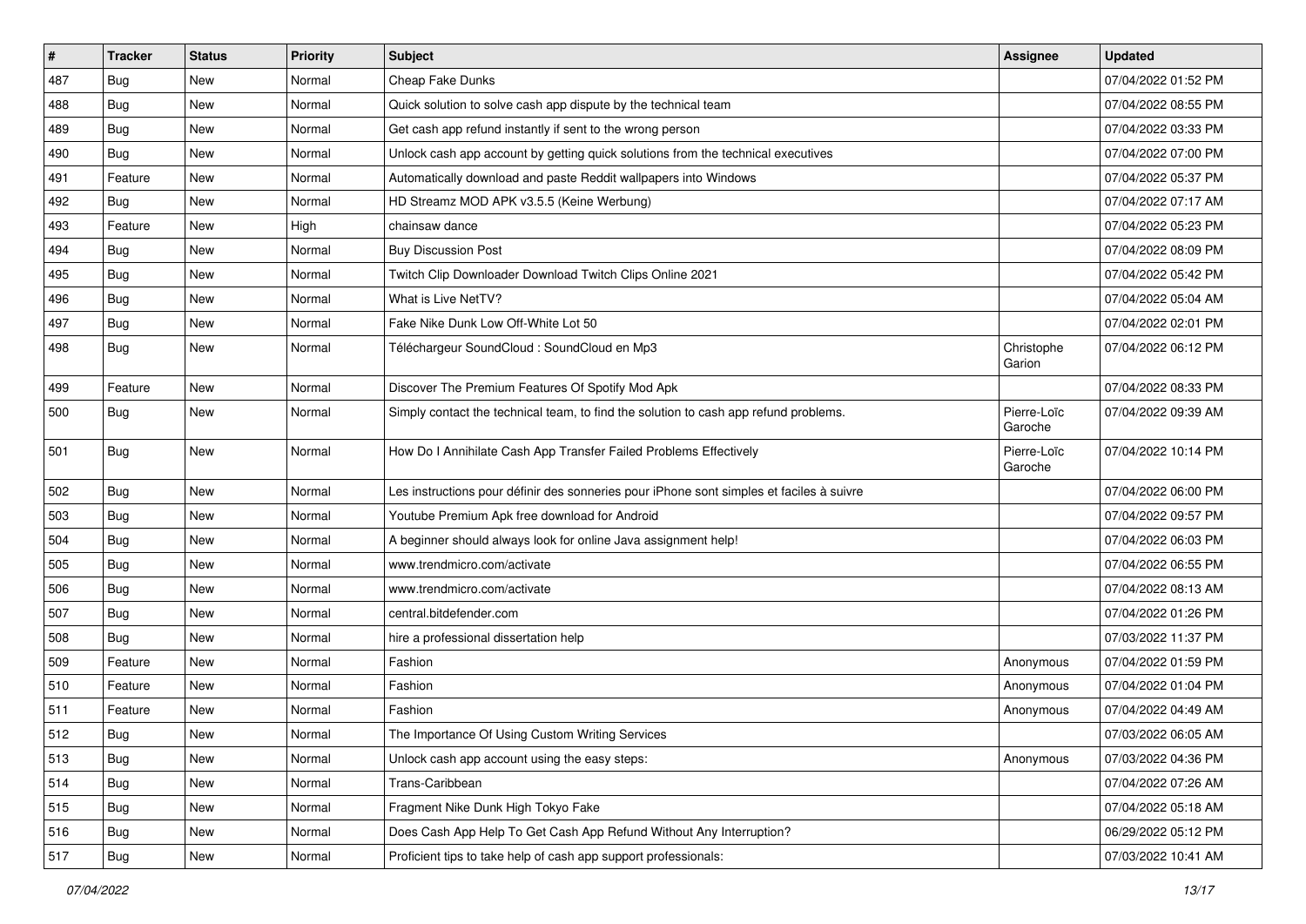| # | Tracker | Status | Priority | Subject | Assignee | Updated |
|---|---|---|---|---|---|---|
| 487 | Bug | New | Normal | Cheap Fake Dunks | | 07/04/2022 01:52 PM |
| 488 | Bug | New | Normal | Quick solution to solve cash app dispute by the technical team | | 07/04/2022 08:55 PM |
| 489 | Bug | New | Normal | Get cash app refund instantly if sent to the wrong person | | 07/04/2022 03:33 PM |
| 490 | Bug | New | Normal | Unlock cash app account by getting quick solutions from the technical executives | | 07/04/2022 07:00 PM |
| 491 | Feature | New | Normal | Automatically download and paste Reddit wallpapers into Windows | | 07/04/2022 05:37 PM |
| 492 | Bug | New | Normal | HD Streamz MOD APK v3.5.5 (Keine Werbung) | | 07/04/2022 07:17 AM |
| 493 | Feature | New | High | chainsaw dance | | 07/04/2022 05:23 PM |
| 494 | Bug | New | Normal | Buy Discussion Post | | 07/04/2022 08:09 PM |
| 495 | Bug | New | Normal | Twitch Clip Downloader Download Twitch Clips Online 2021 | | 07/04/2022 05:42 PM |
| 496 | Bug | New | Normal | What is Live NetTV? | | 07/04/2022 05:04 AM |
| 497 | Bug | New | Normal | Fake Nike Dunk Low Off-White Lot 50 | | 07/04/2022 02:01 PM |
| 498 | Bug | New | Normal | Téléchargeur SoundCloud : SoundCloud en Mp3 | Christophe Garion | 07/04/2022 06:12 PM |
| 499 | Feature | New | Normal | Discover The Premium Features Of Spotify Mod Apk | | 07/04/2022 08:33 PM |
| 500 | Bug | New | Normal | Simply contact the technical team, to find the solution to cash app refund problems. | Pierre-Loïc Garoche | 07/04/2022 09:39 AM |
| 501 | Bug | New | Normal | How Do I Annihilate Cash App Transfer Failed Problems Effectively | Pierre-Loïc Garoche | 07/04/2022 10:14 PM |
| 502 | Bug | New | Normal | Les instructions pour définir des sonneries pour iPhone sont simples et faciles à suivre | | 07/04/2022 06:00 PM |
| 503 | Bug | New | Normal | Youtube Premium Apk free download for Android | | 07/04/2022 09:57 PM |
| 504 | Bug | New | Normal | A beginner should always look for online Java assignment help! | | 07/04/2022 06:03 PM |
| 505 | Bug | New | Normal | www.trendmicro.com/activate | | 07/04/2022 06:55 PM |
| 506 | Bug | New | Normal | www.trendmicro.com/activate | | 07/04/2022 08:13 AM |
| 507 | Bug | New | Normal | central.bitdefender.com | | 07/04/2022 01:26 PM |
| 508 | Bug | New | Normal | hire a professional dissertation help | | 07/03/2022 11:37 PM |
| 509 | Feature | New | Normal | Fashion | Anonymous | 07/04/2022 01:59 PM |
| 510 | Feature | New | Normal | Fashion | Anonymous | 07/04/2022 01:04 PM |
| 511 | Feature | New | Normal | Fashion | Anonymous | 07/04/2022 04:49 AM |
| 512 | Bug | New | Normal | The Importance Of Using Custom Writing Services | | 07/03/2022 06:05 AM |
| 513 | Bug | New | Normal | Unlock cash app account using the easy steps: | Anonymous | 07/03/2022 04:36 PM |
| 514 | Bug | New | Normal | Trans-Caribbean | | 07/04/2022 07:26 AM |
| 515 | Bug | New | Normal | Fragment Nike Dunk High Tokyo Fake | | 07/04/2022 05:18 AM |
| 516 | Bug | New | Normal | Does Cash App Help To Get Cash App Refund Without Any Interruption? | | 06/29/2022 05:12 PM |
| 517 | Bug | New | Normal | Proficient tips to take help of cash app support professionals: | | 07/03/2022 10:41 AM |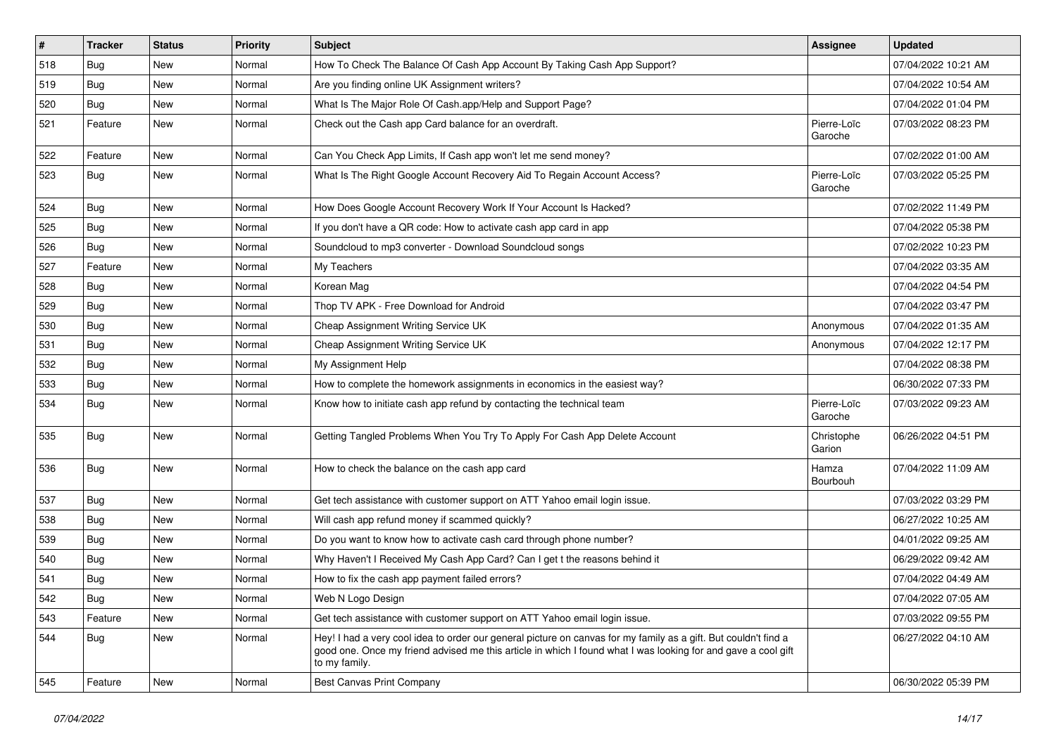| # | Tracker | Status | Priority | Subject | Assignee | Updated |
|---|---|---|---|---|---|---|
| 518 | Bug | New | Normal | How To Check The Balance Of Cash App Account By Taking Cash App Support? | | 07/04/2022 10:21 AM |
| 519 | Bug | New | Normal | Are you finding online UK Assignment writers? | | 07/04/2022 10:54 AM |
| 520 | Bug | New | Normal | What Is The Major Role Of Cash.app/Help and Support Page? | | 07/04/2022 01:04 PM |
| 521 | Feature | New | Normal | Check out the Cash app Card balance for an overdraft. | Pierre-Loïc Garoche | 07/03/2022 08:23 PM |
| 522 | Feature | New | Normal | Can You Check App Limits, If Cash app won't let me send money? | | 07/02/2022 01:00 AM |
| 523 | Bug | New | Normal | What Is The Right Google Account Recovery Aid To Regain Account Access? | Pierre-Loïc Garoche | 07/03/2022 05:25 PM |
| 524 | Bug | New | Normal | How Does Google Account Recovery Work If Your Account Is Hacked? | | 07/02/2022 11:49 PM |
| 525 | Bug | New | Normal | If you don't have a QR code: How to activate cash app card in app | | 07/04/2022 05:38 PM |
| 526 | Bug | New | Normal | Soundcloud to mp3 converter - Download Soundcloud songs | | 07/02/2022 10:23 PM |
| 527 | Feature | New | Normal | My Teachers | | 07/04/2022 03:35 AM |
| 528 | Bug | New | Normal | Korean Mag | | 07/04/2022 04:54 PM |
| 529 | Bug | New | Normal | Thop TV APK - Free Download for Android | | 07/04/2022 03:47 PM |
| 530 | Bug | New | Normal | Cheap Assignment Writing Service UK | Anonymous | 07/04/2022 01:35 AM |
| 531 | Bug | New | Normal | Cheap Assignment Writing Service UK | Anonymous | 07/04/2022 12:17 PM |
| 532 | Bug | New | Normal | My Assignment Help | | 07/04/2022 08:38 PM |
| 533 | Bug | New | Normal | How to complete the homework assignments in economics in the easiest way? | | 06/30/2022 07:33 PM |
| 534 | Bug | New | Normal | Know how to initiate cash app refund by contacting the technical team | Pierre-Loïc Garoche | 07/03/2022 09:23 AM |
| 535 | Bug | New | Normal | Getting Tangled Problems When You Try To Apply For Cash App Delete Account | Christophe Garion | 06/26/2022 04:51 PM |
| 536 | Bug | New | Normal | How to check the balance on the cash app card | Hamza Bourbouh | 07/04/2022 11:09 AM |
| 537 | Bug | New | Normal | Get tech assistance with customer support on ATT Yahoo email login issue. | | 07/03/2022 03:29 PM |
| 538 | Bug | New | Normal | Will cash app refund money if scammed quickly? | | 06/27/2022 10:25 AM |
| 539 | Bug | New | Normal | Do you want to know how to activate cash card through phone number? | | 04/01/2022 09:25 AM |
| 540 | Bug | New | Normal | Why Haven't I Received My Cash App Card? Can I get t the reasons behind it | | 06/29/2022 09:42 AM |
| 541 | Bug | New | Normal | How to fix the cash app payment failed errors? | | 07/04/2022 04:49 AM |
| 542 | Bug | New | Normal | Web N Logo Design | | 07/04/2022 07:05 AM |
| 543 | Feature | New | Normal | Get tech assistance with customer support on ATT Yahoo email login issue. | | 07/03/2022 09:55 PM |
| 544 | Bug | New | Normal | Hey! I had a very cool idea to order our general picture on canvas for my family as a gift. But couldn't find a good one. Once my friend advised me this article in which I found what I was looking for and gave a cool gift to my family. | | 06/27/2022 04:10 AM |
| 545 | Feature | New | Normal | Best Canvas Print Company | | 06/30/2022 05:39 PM |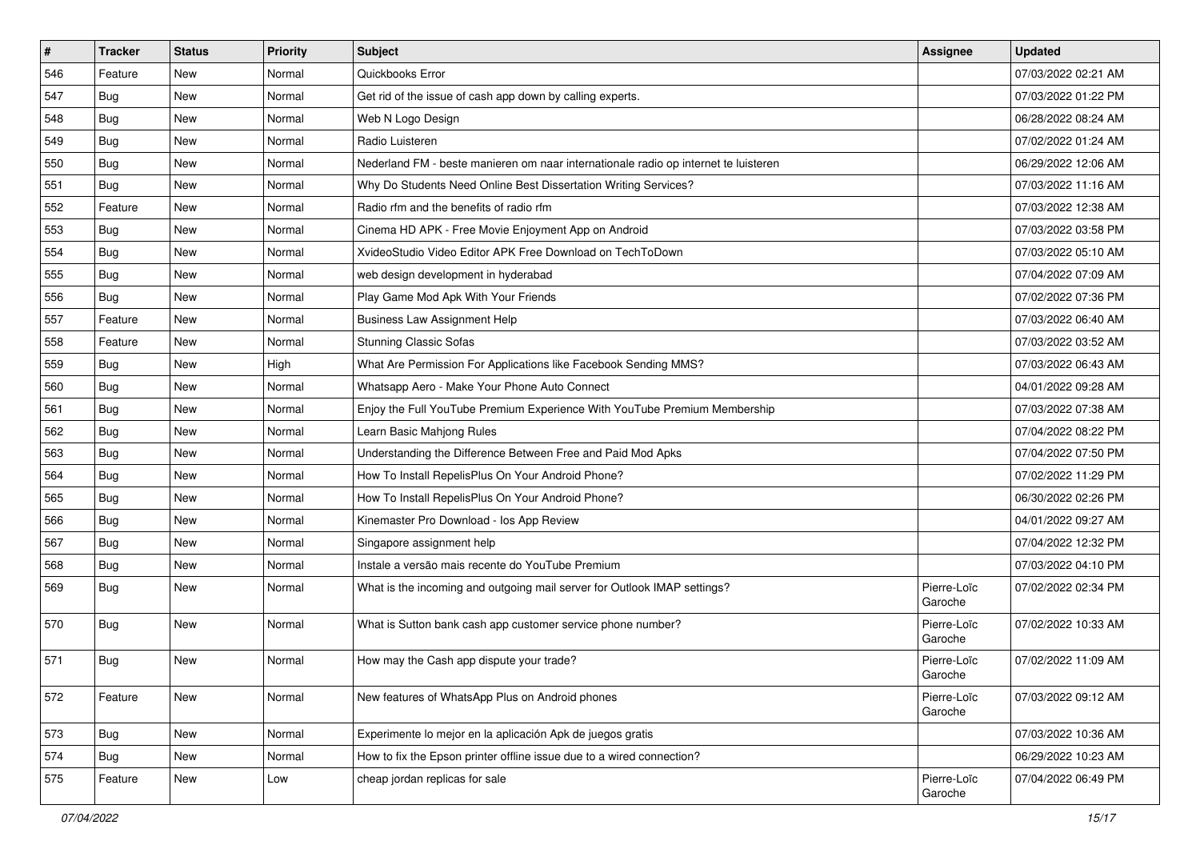| # | Tracker | Status | Priority | Subject | Assignee | Updated |
| --- | --- | --- | --- | --- | --- | --- |
| 546 | Feature | New | Normal | Quickbooks Error | | 07/03/2022 02:21 AM |
| 547 | Bug | New | Normal | Get rid of the issue of cash app down by calling experts. | | 07/03/2022 01:22 PM |
| 548 | Bug | New | Normal | Web N Logo Design | | 06/28/2022 08:24 AM |
| 549 | Bug | New | Normal | Radio Luisteren | | 07/02/2022 01:24 AM |
| 550 | Bug | New | Normal | Nederland FM - beste manieren om naar internationale radio op internet te luisteren | | 06/29/2022 12:06 AM |
| 551 | Bug | New | Normal | Why Do Students Need Online Best Dissertation Writing Services? | | 07/03/2022 11:16 AM |
| 552 | Feature | New | Normal | Radio rfm and the benefits of radio rfm | | 07/03/2022 12:38 AM |
| 553 | Bug | New | Normal | Cinema HD APK - Free Movie Enjoyment App on Android | | 07/03/2022 03:58 PM |
| 554 | Bug | New | Normal | XvideoStudio Video Editor APK Free Download on TechToDown | | 07/03/2022 05:10 AM |
| 555 | Bug | New | Normal | web design development in hyderabad | | 07/04/2022 07:09 AM |
| 556 | Bug | New | Normal | Play Game Mod Apk With Your Friends | | 07/02/2022 07:36 PM |
| 557 | Feature | New | Normal | Business Law Assignment Help | | 07/03/2022 06:40 AM |
| 558 | Feature | New | Normal | Stunning Classic Sofas | | 07/03/2022 03:52 AM |
| 559 | Bug | New | High | What Are Permission For Applications like Facebook Sending MMS? | | 07/03/2022 06:43 AM |
| 560 | Bug | New | Normal | Whatsapp Aero - Make Your Phone Auto Connect | | 04/01/2022 09:28 AM |
| 561 | Bug | New | Normal | Enjoy the Full YouTube Premium Experience With YouTube Premium Membership | | 07/03/2022 07:38 AM |
| 562 | Bug | New | Normal | Learn Basic Mahjong Rules | | 07/04/2022 08:22 PM |
| 563 | Bug | New | Normal | Understanding the Difference Between Free and Paid Mod Apks | | 07/04/2022 07:50 PM |
| 564 | Bug | New | Normal | How To Install RepelisPlus On Your Android Phone? | | 07/02/2022 11:29 PM |
| 565 | Bug | New | Normal | How To Install RepelisPlus On Your Android Phone? | | 06/30/2022 02:26 PM |
| 566 | Bug | New | Normal | Kinemaster Pro Download - Ios App Review | | 04/01/2022 09:27 AM |
| 567 | Bug | New | Normal | Singapore assignment help | | 07/04/2022 12:32 PM |
| 568 | Bug | New | Normal | Instale a versão mais recente do YouTube Premium | | 07/03/2022 04:10 PM |
| 569 | Bug | New | Normal | What is the incoming and outgoing mail server for Outlook IMAP settings? | Pierre-Loïc Garoche | 07/02/2022 02:34 PM |
| 570 | Bug | New | Normal | What is Sutton bank cash app customer service phone number? | Pierre-Loïc Garoche | 07/02/2022 10:33 AM |
| 571 | Bug | New | Normal | How may the Cash app dispute your trade? | Pierre-Loïc Garoche | 07/02/2022 11:09 AM |
| 572 | Feature | New | Normal | New features of WhatsApp Plus on Android phones | Pierre-Loïc Garoche | 07/03/2022 09:12 AM |
| 573 | Bug | New | Normal | Experimente lo mejor en la aplicación Apk de juegos gratis | | 07/03/2022 10:36 AM |
| 574 | Bug | New | Normal | How to fix the Epson printer offline issue due to a wired connection? | | 06/29/2022 10:23 AM |
| 575 | Feature | New | Low | cheap jordan replicas for sale | Pierre-Loïc Garoche | 07/04/2022 06:49 PM |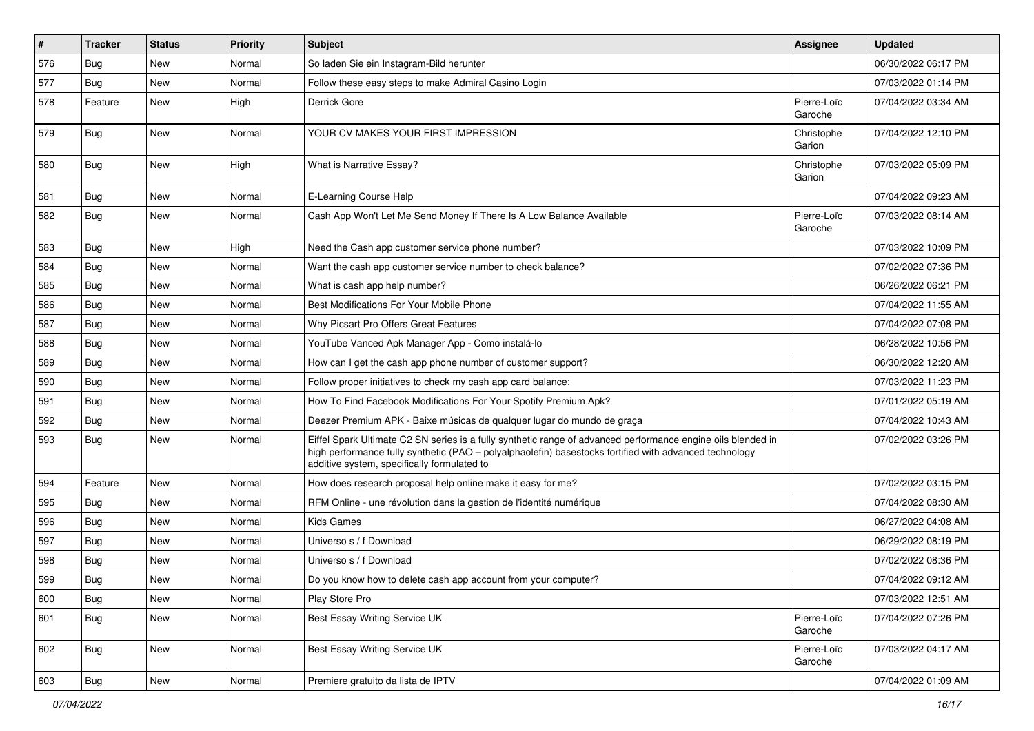| # | Tracker | Status | Priority | Subject | Assignee | Updated |
|---|---|---|---|---|---|---|
| 576 | Bug | New | Normal | So laden Sie ein Instagram-Bild herunter | | 06/30/2022 06:17 PM |
| 577 | Bug | New | Normal | Follow these easy steps to make Admiral Casino Login | | 07/03/2022 01:14 PM |
| 578 | Feature | New | High | Derrick Gore | Pierre-Loïc Garoche | 07/04/2022 03:34 AM |
| 579 | Bug | New | Normal | YOUR CV MAKES YOUR FIRST IMPRESSION | Christophe Garion | 07/04/2022 12:10 PM |
| 580 | Bug | New | High | What is Narrative Essay? | Christophe Garion | 07/03/2022 05:09 PM |
| 581 | Bug | New | Normal | E-Learning Course Help | | 07/04/2022 09:23 AM |
| 582 | Bug | New | Normal | Cash App Won't Let Me Send Money If There Is A Low Balance Available | Pierre-Loïc Garoche | 07/03/2022 08:14 AM |
| 583 | Bug | New | High | Need the Cash app customer service phone number? | | 07/03/2022 10:09 PM |
| 584 | Bug | New | Normal | Want the cash app customer service number to check balance? | | 07/02/2022 07:36 PM |
| 585 | Bug | New | Normal | What is cash app help number? | | 06/26/2022 06:21 PM |
| 586 | Bug | New | Normal | Best Modifications For Your Mobile Phone | | 07/04/2022 11:55 AM |
| 587 | Bug | New | Normal | Why Picsart Pro Offers Great Features | | 07/04/2022 07:08 PM |
| 588 | Bug | New | Normal | YouTube Vanced Apk Manager App - Como instalá-lo | | 06/28/2022 10:56 PM |
| 589 | Bug | New | Normal | How can I get the cash app phone number of customer support? | | 06/30/2022 12:20 AM |
| 590 | Bug | New | Normal | Follow proper initiatives to check my cash app card balance: | | 07/03/2022 11:23 PM |
| 591 | Bug | New | Normal | How To Find Facebook Modifications For Your Spotify Premium Apk? | | 07/01/2022 05:19 AM |
| 592 | Bug | New | Normal | Deezer Premium APK - Baixe músicas de qualquer lugar do mundo de graça | | 07/04/2022 10:43 AM |
| 593 | Bug | New | Normal | Eiffel Spark Ultimate C2 SN series is a fully synthetic range of advanced performance engine oils blended in high performance fully synthetic (PAO – polyalphaolefin) basestocks fortified with advanced technology additive system, specifically formulated to | | 07/02/2022 03:26 PM |
| 594 | Feature | New | Normal | How does research proposal help online make it easy for me? | | 07/02/2022 03:15 PM |
| 595 | Bug | New | Normal | RFM Online - une révolution dans la gestion de l'identité numérique | | 07/04/2022 08:30 AM |
| 596 | Bug | New | Normal | Kids Games | | 06/27/2022 04:08 AM |
| 597 | Bug | New | Normal | Universo s / f Download | | 06/29/2022 08:19 PM |
| 598 | Bug | New | Normal | Universo s / f Download | | 07/02/2022 08:36 PM |
| 599 | Bug | New | Normal | Do you know how to delete cash app account from your computer? | | 07/04/2022 09:12 AM |
| 600 | Bug | New | Normal | Play Store Pro | | 07/03/2022 12:51 AM |
| 601 | Bug | New | Normal | Best Essay Writing Service UK | Pierre-Loïc Garoche | 07/04/2022 07:26 PM |
| 602 | Bug | New | Normal | Best Essay Writing Service UK | Pierre-Loïc Garoche | 07/03/2022 04:17 AM |
| 603 | Bug | New | Normal | Premiere gratuito da lista de IPTV | | 07/04/2022 01:09 AM |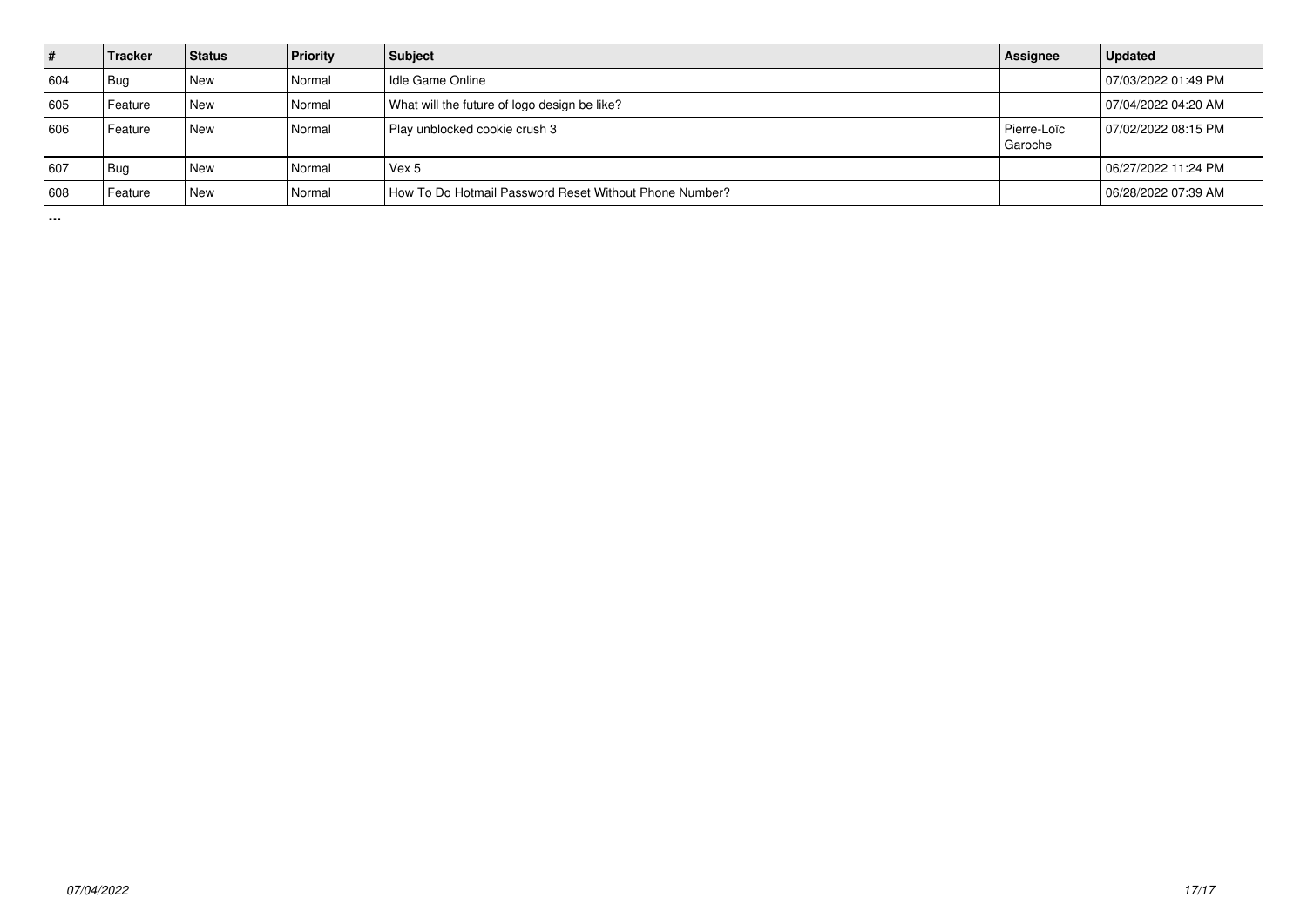| # | Tracker | Status | Priority | Subject | Assignee | Updated |
|---|---|---|---|---|---|---|
| 604 | Bug | New | Normal | Idle Game Online | | 07/03/2022 01:49 PM |
| 605 | Feature | New | Normal | What will the future of logo design be like? | | 07/04/2022 04:20 AM |
| 606 | Feature | New | Normal | Play unblocked cookie crush 3 | Pierre-Loïc Garoche | 07/02/2022 08:15 PM |
| 607 | Bug | New | Normal | Vex 5 | | 06/27/2022 11:24 PM |
| 608 | Feature | New | Normal | How To Do Hotmail Password Reset Without Phone Number? | | 06/28/2022 07:39 AM |

...